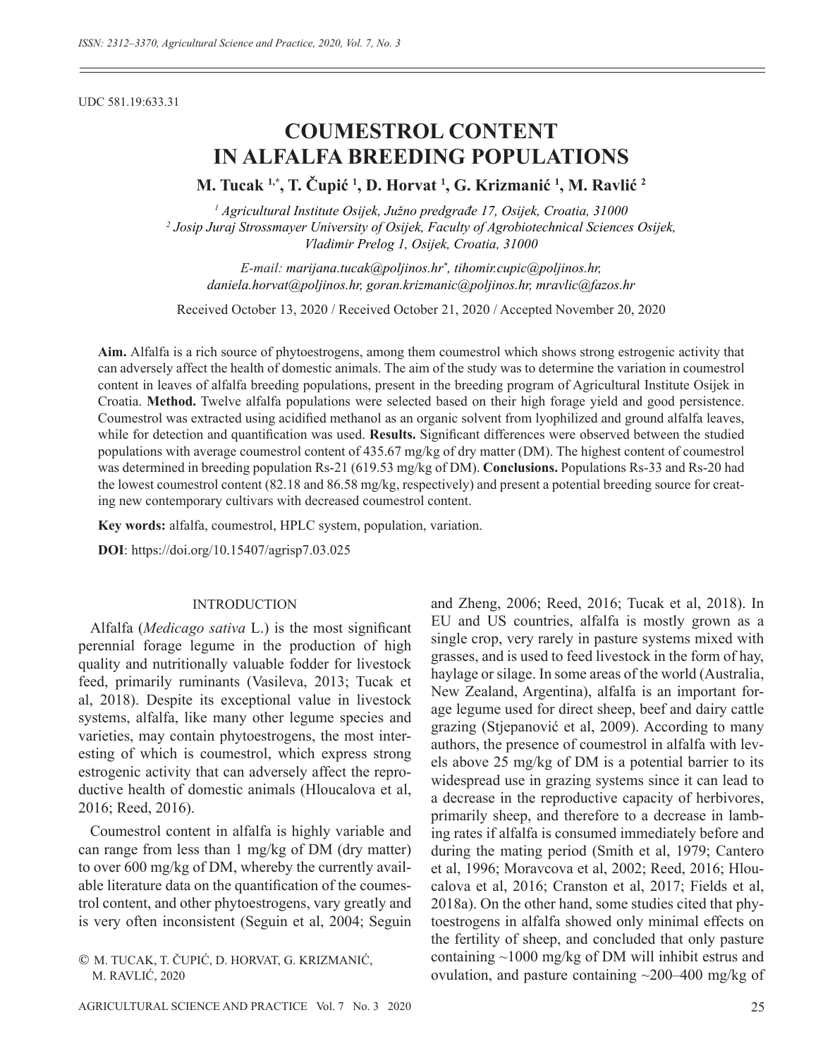UDC 581.19:633.31

# COUMESTROL CONTENT IN ALFALFA BREEDING POPULATIONS

**M. Tucak [1,*], T. Čupić [1], D. Horvat [1], G. Krizmanić [1], M. Ravlić [2]**

*[1] Agricultural Institute Osijek, Južno predgrađe 17, Osijek, Croatia, 31000*
*[2] Josip Juraj Strossmayer University of Osijek, Faculty of Agrobiotechnical Sciences Osijek, Vladimir Prelog 1, Osijek, Croatia, 31000*

*E-mail: marijana.tucak@poljinos.hr*, tihomir.cupic@poljinos.hr, daniela.horvat@poljinos.hr, goran.krizmanic@poljinos.hr, mravlic@fazos.hr*

Received October 13, 2020 / Received October 21, 2020 / Accepted November 20, 2020

**Aim.** Alfalfa is a rich source of phytoestrogens, among them coumestrol which shows strong estrogenic activity that can adversely affect the health of domestic animals. The aim of the study was to determine the variation in coumestrol content in leaves of alfalfa breeding populations, present in the breeding program of Agricultural Institute Osijek in Croatia. **Method.** Twelve alfalfa populations were selected based on their high forage yield and good persistence. Coumestrol was extracted using acidified methanol as an organic solvent from lyophilized and ground alfalfa leaves, while for detection and quantification was used. **Results.** Significant differences were observed between the studied populations with average coumestrol content of 435.67 mg/kg of dry matter (DM). The highest content of coumestrol was determined in breeding population Rs-21 (619.53 mg/kg of DM). **Conclusions.** Populations Rs-33 and Rs-20 had the lowest coumestrol content (82.18 and 86.58 mg/kg, respectively) and present a potential breeding source for creating new contemporary cultivars with decreased coumestrol content.

**Key words:** alfalfa, coumestrol, HPLC system, population, variation.

**DOI**: https://doi.org/10.15407/agrisp7.03.025

## INTRODUCTION

Alfalfa (*Medicago sativa* L.) is the most significant perennial forage legume in the production of high quality and nutritionally valuable fodder for livestock feed, primarily ruminants (Vasileva, 2013; Tucak et al, 2018). Despite its exceptional value in livestock systems, alfalfa, like many other legume species and varieties, may contain phytoestrogens, the most interesting of which is coumestrol, which express strong estrogenic activity that can adversely affect the reproductive health of domestic animals (Hloucalova et al, 2016; Reed, 2016).

Coumestrol content in alfalfa is highly variable and can range from less than 1 mg/kg of DM (dry matter) to over 600 mg/kg of DM, whereby the currently available literature data on the quantification of the coumestrol content, and other phytoestrogens, vary greatly and is very often inconsistent (Seguin et al, 2004; Seguin and Zheng, 2006; Reed, 2016; Tucak et al, 2018). In EU and US countries, alfalfa is mostly grown as a single crop, very rarely in pasture systems mixed with grasses, and is used to feed livestock in the form of hay, haylage or silage. In some areas of the world (Australia, New Zealand, Argentina), alfalfa is an important forage legume used for direct sheep, beef and dairy cattle grazing (Stjepanović et al, 2009). According to many authors, the presence of coumestrol in alfalfa with levels above 25 mg/kg of DM is a potential barrier to its widespread use in grazing systems since it can lead to a decrease in the reproductive capacity of herbivores, primarily sheep, and therefore to a decrease in lambing rates if alfalfa is consumed immediately before and during the mating period (Smith et al, 1979; Cantero et al, 1996; Moravcova et al, 2002; Reed, 2016; Hloucalova et al, 2016; Cranston et al, 2017; Fields et al, 2018a). On the other hand, some studies cited that phytoestrogens in alfalfa showed only minimal effects on the fertility of sheep, and concluded that only pasture containing ~1000 mg/kg of DM will inhibit estrus and ovulation, and pasture containing ~200–400 mg/kg of

© M. TUCAK, T. ČUPIĆ, D. HORVAT, G. KRIZMANIĆ, M. RAVLIĆ, 2020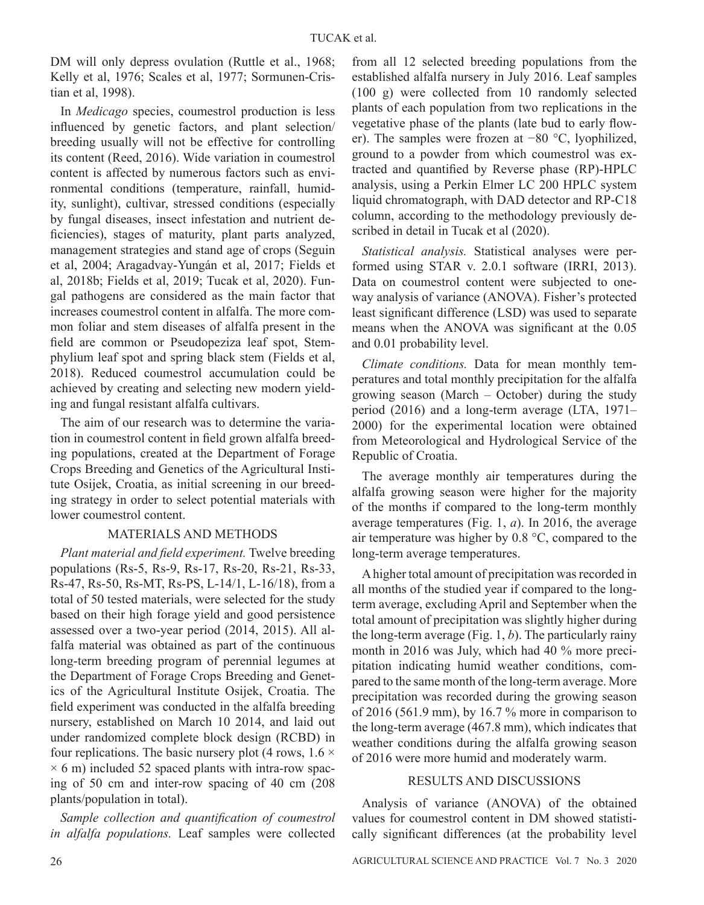DM will only depress ovulation (Ruttle et al., 1968; Kelly et al, 1976; Scales et al, 1977; Sormunen-Cristian et al, 1998).

In *Medicago* species, coumestrol production is less influenced by genetic factors, and plant selection/breeding usually will not be effective for controlling its content (Reed, 2016). Wide variation in coumestrol content is affected by numerous factors such as environmental conditions (temperature, rainfall, humidity, sunlight), cultivar, stressed conditions (especially by fungal diseases, insect infestation and nutrient deficiencies), stages of maturity, plant parts analyzed, management strategies and stand age of crops (Seguin et al, 2004; Aragadvay-Yungán et al, 2017; Fields et al, 2018b; Fields et al, 2019; Tucak et al, 2020). Fungal pathogens are considered as the main factor that increases coumestrol content in alfalfa. The more common foliar and stem diseases of alfalfa present in the field are common or Pseudopeziza leaf spot, Stemphylium leaf spot and spring black stem (Fields et al, 2018). Reduced coumestrol accumulation could be achieved by creating and selecting new modern yielding and fungal resistant alfalfa cultivars.

The aim of our research was to determine the variation in coumestrol content in field grown alfalfa breeding populations, created at the Department of Forage Crops Breeding and Genetics of the Agricultural Institute Osijek, Croatia, as initial screening in our breeding strategy in order to select potential materials with lower coumestrol content.

## MATERIALS AND METHODS

*Plant material and field experiment.* Twelve breeding populations (Rs-5, Rs-9, Rs-17, Rs-20, Rs-21, Rs-33, Rs-47, Rs-50, Rs-MT, Rs-PS, L-14/1, L-16/18), from a total of 50 tested materials, were selected for the study based on their high forage yield and good persistence assessed over a two-year period (2014, 2015). All alfalfa material was obtained as part of the continuous long-term breeding program of perennial legumes at the Department of Forage Crops Breeding and Genetics of the Agricultural Institute Osijek, Croatia. The field experiment was conducted in the alfalfa breeding nursery, established on March 10 2014, and laid out under randomized complete block design (RCBD) in four replications. The basic nursery plot (4 rows, 1.6 × × 6 m) included 52 spaced plants with intra-row spacing of 50 cm and inter-row spacing of 40 cm (208 plants/population in total).

*Sample collection and quantification of coumestrol in alfalfa populations.* Leaf samples were collected from all 12 selected breeding populations from the established alfalfa nursery in July 2016. Leaf samples (100 g) were collected from 10 randomly selected plants of each population from two replications in the vegetative phase of the plants (late bud to early flower). The samples were frozen at −80 °C, lyophilized, ground to a powder from which coumestrol was extracted and quantified by Reverse phase (RP)-HPLC analysis, using a Perkin Elmer LC 200 HPLC system liquid chromatograph, with DAD detector and RP-C18 column, according to the methodology previously described in detail in Tucak et al (2020).

*Statistical analysis.* Statistical analyses were performed using STAR v. 2.0.1 software (IRRI, 2013). Data on coumestrol content were subjected to one-way analysis of variance (ANOVA). Fisher's protected least significant difference (LSD) was used to separate means when the ANOVA was significant at the 0.05 and 0.01 probability level.

*Climate conditions.* Data for mean monthly temperatures and total monthly precipitation for the alfalfa growing season (March – October) during the study period (2016) and a long-term average (LTA, 1971–2000) for the experimental location were obtained from Meteorological and Hydrological Service of the Republic of Croatia.

The average monthly air temperatures during the alfalfa growing season were higher for the majority of the months if compared to the long-term monthly average temperatures (Fig. 1, *a*). In 2016, the average air temperature was higher by 0.8 °C, compared to the long-term average temperatures.

A higher total amount of precipitation was recorded in all months of the studied year if compared to the long-term average, excluding April and September when the total amount of precipitation was slightly higher during the long-term average (Fig. 1, *b*). The particularly rainy month in 2016 was July, which had 40 % more precipitation indicating humid weather conditions, compared to the same month of the long-term average. More precipitation was recorded during the growing season of 2016 (561.9 mm), by 16.7 % more in comparison to the long-term average (467.8 mm), which indicates that weather conditions during the alfalfa growing season of 2016 were more humid and moderately warm.

## RESULTS AND DISCUSSIONS

Analysis of variance (ANOVA) of the obtained values for coumestrol content in DM showed statistically significant differences (at the probability level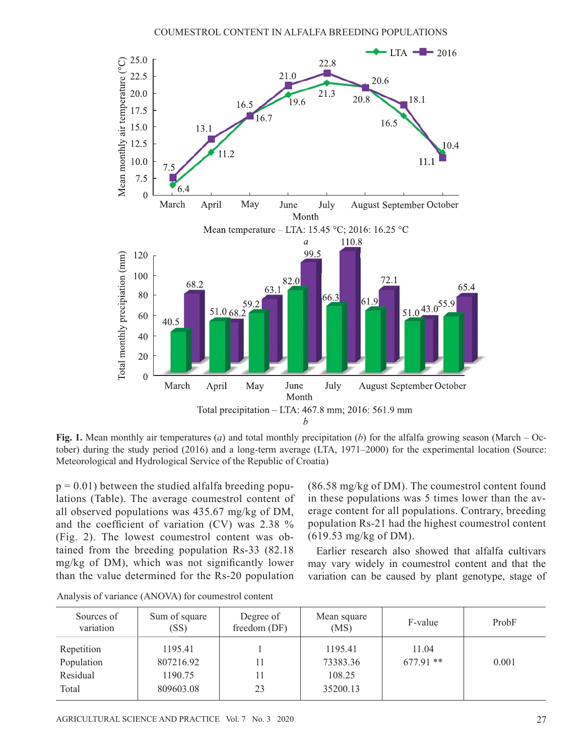**Fig. 1.** Mean monthly air temperatures (*a*) and total monthly precipitation (*b*) for the alfalfa growing season (March – October) during the study period (2016) and a long-term average (LTA, 1971–2000) for the experimental location (Source: Meteorological and Hydrological Service of the Republic of Croatia)

p = 0.01) between the studied alfalfa breeding populations (Table). The average coumestrol content of all observed populations was 435.67 mg/kg of DM, and the coefficient of variation (CV) was 2.38 % (Fig. 2). The lowest coumestrol content was obtained from the breeding population Rs-33 (82.18 mg/kg of DM), which was not significantly lower than the value determined for the Rs-20 population (86.58 mg/kg of DM). The coumestrol content found in these populations was 5 times lower than the average content for all populations. Contrary, breeding population Rs-21 had the highest coumestrol content (619.53 mg/kg of DM).

Earlier research also showed that alfalfa cultivars may vary widely in coumestrol content and that the variation can be caused by plant genotype, stage of

Analysis of variance (ANOVA) for coumestrol content

| Sources of variation | Sum of square (SS) | Degree of freedom (DF) | Mean square (MS) | F-value | ProbF |
|---|---|---|---|---|---|
| Repetition | 1195.41 | 1 | 1195.41 | 11.04 | |
| Population | 807216.92 | 11 | 73383.36 | 677.91 ** | 0.001 |
| Residual | 1190.75 | 11 | 108.25 | | |
| Total | 809603.08 | 23 | 35200.13 | | |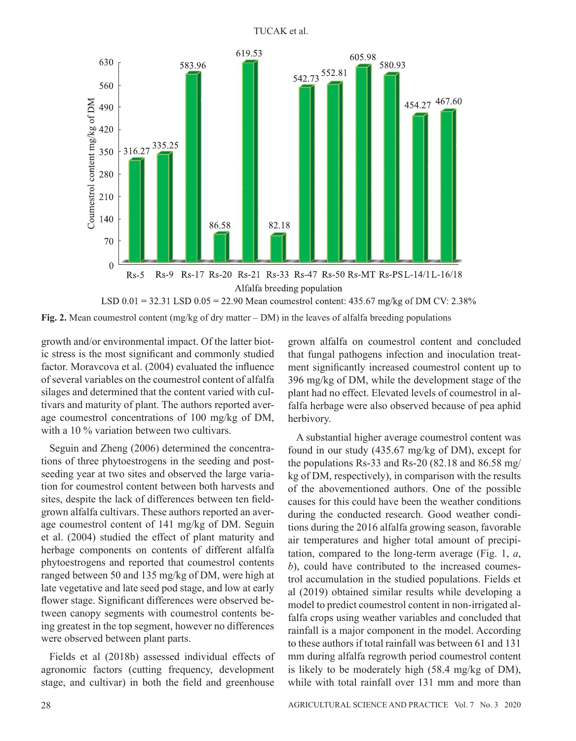LSD 0.01 = 32.31 LSD 0.05 = 22.90 Mean coumestrol content: 435.67 mg/kg of DM CV: 2.38%

**Fig. 2.** Mean coumestrol content (mg/kg of dry matter – DM) in the leaves of alfalfa breeding populations

growth and/or environmental impact. Of the latter biotic stress is the most significant and commonly studied factor. Moravcova et al. (2004) evaluated the influence of several variables on the coumestrol content of alfalfa silages and determined that the content varied with cultivars and maturity of plant. The authors reported average coumestrol concentrations of 100 mg/kg of DM, with a 10 % variation between two cultivars.

Seguin and Zheng (2006) determined the concentrations of three phytoestrogens in the seeding and post-seeding year at two sites and observed the large variation for coumestrol content between both harvests and sites, despite the lack of differences between ten field-grown alfalfa cultivars. These authors reported an average coumestrol content of 141 mg/kg of DM. Seguin et al. (2004) studied the effect of plant maturity and herbage components on contents of different alfalfa phytoestrogens and reported that coumestrol contents ranged between 50 and 135 mg/kg of DM, were high at late vegetative and late seed pod stage, and low at early flower stage. Significant differences were observed between canopy segments with coumestrol contents being greatest in the top segment, however no differences were observed between plant parts.

Fields et al (2018b) assessed individual effects of agronomic factors (cutting frequency, development stage, and cultivar) in both the field and greenhouse grown alfalfa on coumestrol content and concluded that fungal pathogens infection and inoculation treatment significantly increased coumestrol content up to 396 mg/kg of DM, while the development stage of the plant had no effect. Elevated levels of coumestrol in alfalfa herbage were also observed because of pea aphid herbivory.

A substantial higher average coumestrol content was found in our study (435.67 mg/kg of DM), except for the populations Rs-33 and Rs-20 (82.18 and 86.58 mg/kg of DM, respectively), in comparison with the results of the abovementioned authors. One of the possible causes for this could have been the weather conditions during the conducted research. Good weather conditions during the 2016 alfalfa growing season, favorable air temperatures and higher total amount of precipitation, compared to the long-term average (Fig. 1, *a*, *b*), could have contributed to the increased coumestrol accumulation in the studied populations. Fields et al (2019) obtained similar results while developing a model to predict coumestrol content in non-irrigated alfalfa crops using weather variables and concluded that rainfall is a major component in the model. According to these authors if total rainfall was between 61 and 131 mm during alfalfa regrowth period coumestrol content is likely to be moderately high (58.4 mg/kg of DM), while with total rainfall over 131 mm and more than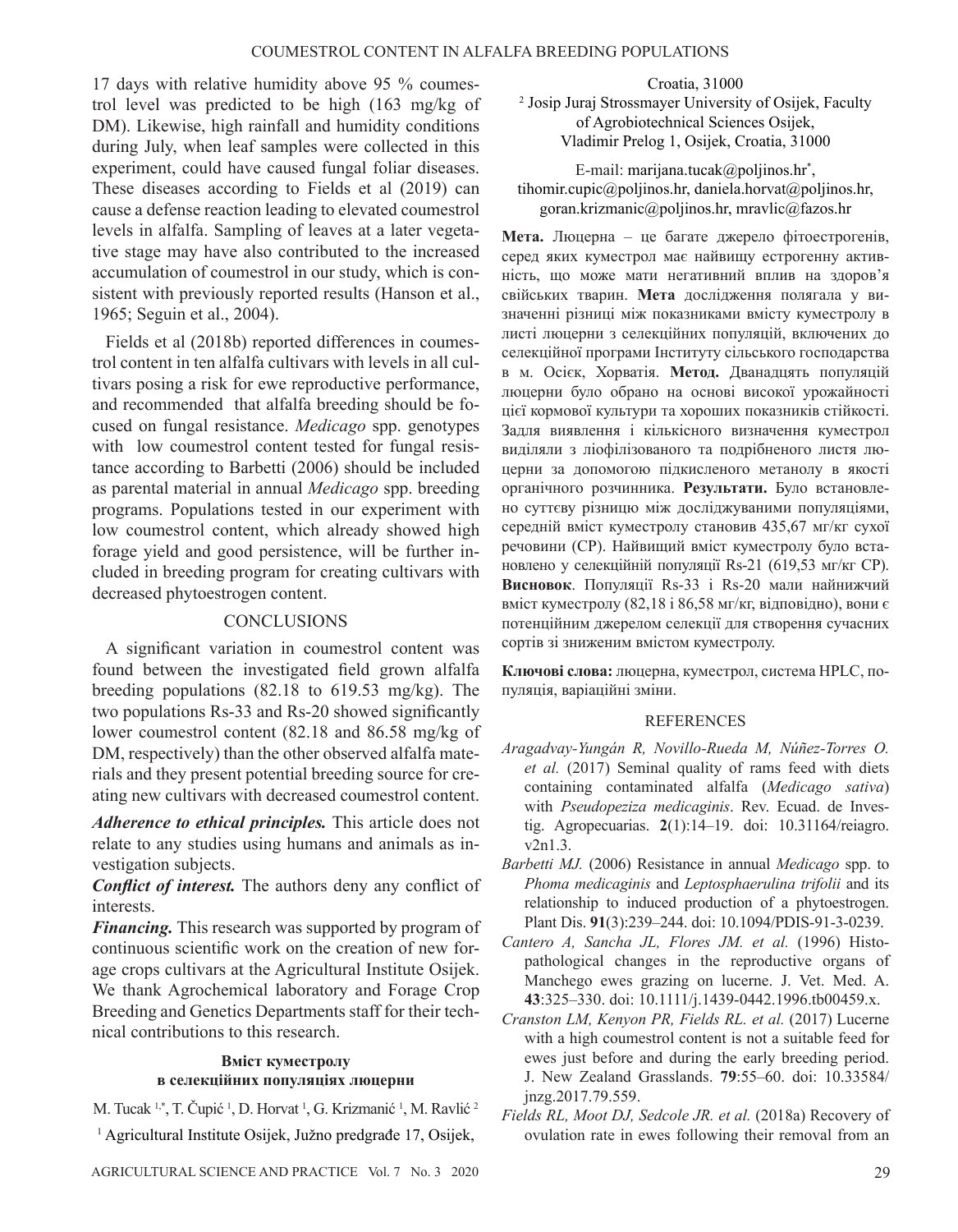17 days with relative humidity above 95 % coumestrol level was predicted to be high (163 mg/kg of DM). Likewise, high rainfall and humidity conditions during July, when leaf samples were collected in this experiment, could have caused fungal foliar diseases. These diseases according to Fields et al (2019) can cause a defense reaction leading to elevated coumestrol levels in alfalfa. Sampling of leaves at a later vegetative stage may have also contributed to the increased accumulation of coumestrol in our study, which is consistent with previously reported results (Hanson et al., 1965; Seguin et al., 2004).

Fields et al (2018b) reported differences in coumestrol content in ten alfalfa cultivars with levels in all cultivars posing a risk for ewe reproductive performance, and recommended that alfalfa breeding should be focused on fungal resistance. *Medicago* spp. genotypes with low coumestrol content tested for fungal resistance according to Barbetti (2006) should be included as parental material in annual *Medicago* spp. breeding programs. Populations tested in our experiment with low coumestrol content, which already showed high forage yield and good persistence, will be further included in breeding program for creating cultivars with decreased phytoestrogen content.

## CONCLUSIONS

A significant variation in coumestrol content was found between the investigated field grown alfalfa breeding populations (82.18 to 619.53 mg/kg). The two populations Rs-33 and Rs-20 showed significantly lower coumestrol content (82.18 and 86.58 mg/kg of DM, respectively) than the other observed alfalfa materials and they present potential breeding source for creating new cultivars with decreased coumestrol content.

***Adherence to ethical principles.*** This article does not relate to any studies using humans and animals as investigation subjects.

***Conflict of interest.*** The authors deny any conflict of interests.

***Financing.*** This research was supported by program of continuous scientific work on the creation of new forage crops cultivars at the Agricultural Institute Osijek. We thank Agrochemical laboratory and Forage Crop Breeding and Genetics Departments staff for their technical contributions to this research.

### Вміст куместролу в селекційних популяціях люцерни

M. Tucak [1,*], T. Čupić [1], D. Horvat [1], G. Krizmanić [1], M. Ravlić [2]

[1] Agricultural Institute Osijek, Južno predgrađe 17, Osijek, Croatia, 31000

[2] Josip Juraj Strossmayer University of Osijek, Faculty of Agrobiotechnical Sciences Osijek, Vladimir Prelog 1, Osijek, Croatia, 31000

E-mail: marijana.tucak@poljinos.hr*, tihomir.cupic@poljinos.hr, daniela.horvat@poljinos.hr, goran.krizmanic@poljinos.hr, mravlic@fazos.hr

**Мета.** Люцерна – це багате джерело фітоестрогенів, серед яких куместрол має найвищу естрогенну активність, що може мати негативний вплив на здоров'я свійських тварин. **Мета** дослідження полягала у визначенні різниці між показниками вмісту куместролу в листі люцерни з селекційних популяцій, включених до селекційної програми Інституту сільського господарства в м. Осієк, Хорватія. **Метод.** Дванадцять популяцій люцерни було обрано на основі високої урожайності цієї кормової культури та хороших показників стійкості. Задля виявлення і кількісного визначення куместрол виділяли з ліофілізованого та подрібненого листя люцерни за допомогою підкисленого метанолу в якості органічного розчинника. **Результати.** Було встановлено суттєву різницю між досліджуваними популяціями, середній вміст куместролу становив 435,67 мг/кг сухої речовини (СР). Найвищий вміст куместролу було встановлено у селекційній популяції Rs-21 (619,53 мг/кг СР). **Висновок**. Популяції Rs-33 і Rs-20 мали найнижчий вміст куместролу (82,18 і 86,58 мг/кг, відповідно), вони є потенційним джерелом селекції для створення сучасних сортів зі зниженим вмістом куместролу.

**Ключові слова:** люцерна, куместрол, система HPLC, популяція, варіаційні зміни.

## REFERENCES

*Aragadvay-Yungán R, Novillo-Rueda M, Núñez-Torres O. et al.* (2017) Seminal quality of rams feed with diets containing contaminated alfalfa (*Medicago sativa*) with *Pseudopeziza medicaginis*. Rev. Ecuad. de Investig. Agropecuarias. **2**(1):14–19. doi: 10.31164/reiagro.v2n1.3.

*Barbetti MJ.* (2006) Resistance in annual *Medicago* spp. to *Phoma medicaginis* and *Leptosphaerulina trifolii* and its relationship to induced production of a phytoestrogen. Plant Dis. **91**(3):239–244. doi: 10.1094/PDIS-91-3-0239.

*Cantero A, Sancha JL, Flores JM. et al.* (1996) Histopathological changes in the reproductive organs of Manchego ewes grazing on lucerne. J. Vet. Med. A. **43**:325–330. doi: 10.1111/j.1439-0442.1996.tb00459.x.

*Cranston LM, Kenyon PR, Fields RL. et al.* (2017) Lucerne with a high coumestrol content is not a suitable feed for ewes just before and during the early breeding period. J. New Zealand Grasslands. **79**:55–60. doi: 10.33584/jnzg.2017.79.559.

*Fields RL, Moot DJ, Sedcole JR. et al.* (2018a) Recovery of ovulation rate in ewes following their removal from an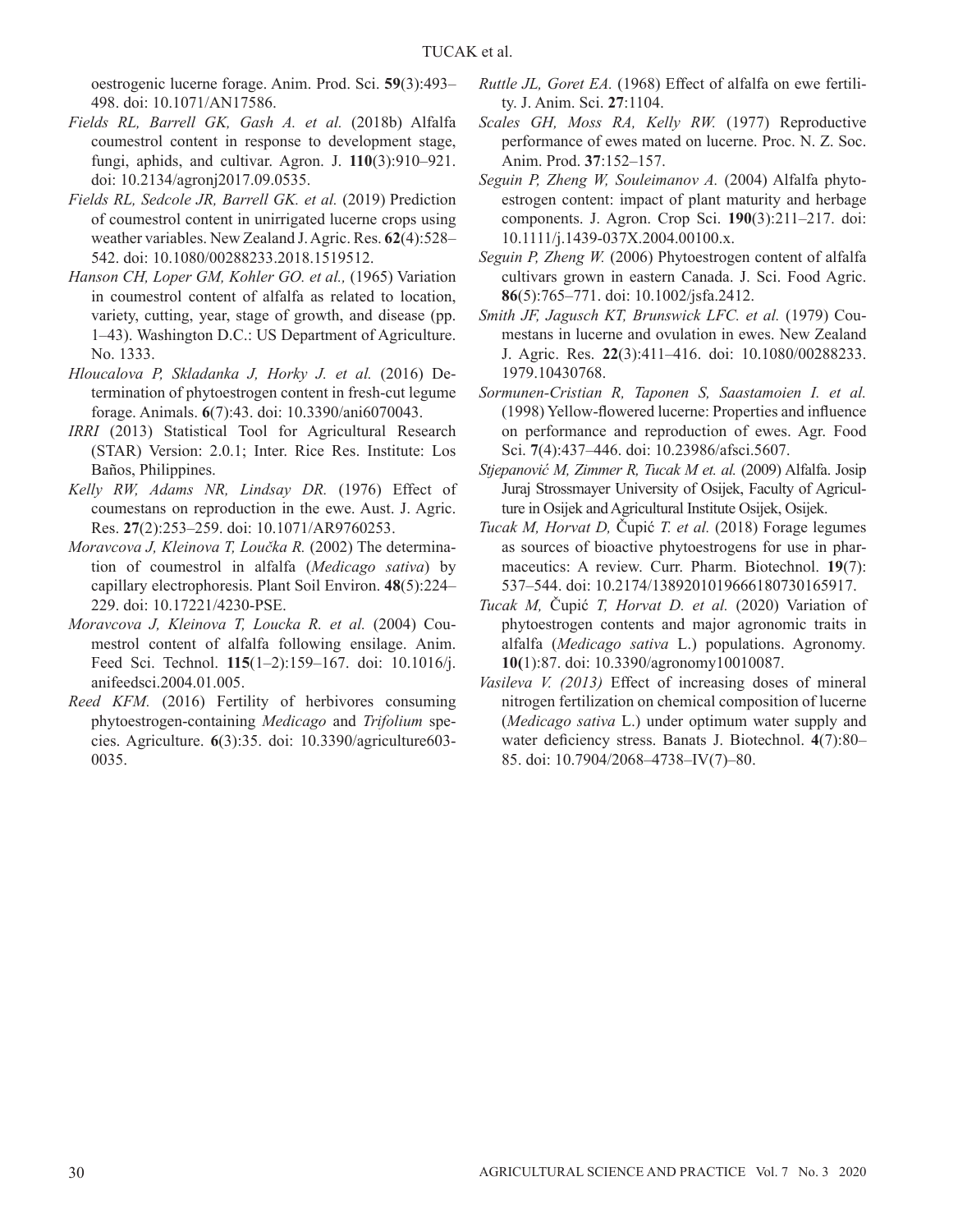oestrogenic lucerne forage. Anim. Prod. Sci. **59**(3):493–498. doi: 10.1071/AN17586.

*Fields RL, Barrell GK, Gash A. et al.* (2018b) Alfalfa coumestrol content in response to development stage, fungi, aphids, and cultivar. Agron. J. **110**(3):910–921. doi: 10.2134/agronj2017.09.0535.

*Fields RL, Sedcole JR, Barrell GK. et al.* (2019) Prediction of coumestrol content in unirrigated lucerne crops using weather variables. New Zealand J. Agric. Res. **62**(4):528–542. doi: 10.1080/00288233.2018.1519512.

*Hanson CH, Loper GM, Kohler GO. et al.,* (1965) Variation in coumestrol content of alfalfa as related to location, variety, cutting, year, stage of growth, and disease (pp. 1–43). Washington D.C.: US Department of Agriculture. No. 1333.

*Hloucalova P, Skladanka J, Horky J. et al.* (2016) Determination of phytoestrogen content in fresh-cut legume forage. Animals. **6**(7):43. doi: 10.3390/ani6070043.

*IRRI* (2013) Statistical Tool for Agricultural Research (STAR) Version: 2.0.1; Inter. Rice Res. Institute: Los Baños, Philippines.

*Kelly RW, Adams NR, Lindsay DR.* (1976) Effect of coumestans on reproduction in the ewe. Aust. J. Agric. Res. **27**(2):253–259. doi: 10.1071/AR9760253.

*Moravcova J, Kleinova T, Loučka R.* (2002) The determination of coumestrol in alfalfa (*Medicago sativa*) by capillary electrophoresis. Plant Soil Environ. **48**(5):224–229. doi: 10.17221/4230-PSE.

*Moravcova J, Kleinova T, Loucka R. et al.* (2004) Coumestrol content of alfalfa following ensilage. Anim. Feed Sci. Technol. **115**(1–2):159–167. doi: 10.1016/j.anifeedsci.2004.01.005.

*Reed KFM.* (2016) Fertility of herbivores consuming phytoestrogen-containing *Medicago* and *Trifolium* species. Agriculture. **6**(3):35. doi: 10.3390/agriculture6030035.

*Ruttle JL, Goret EA.* (1968) Effect of alfalfa on ewe fertility. J. Anim. Sci. **27**:1104.

*Scales GH, Moss RA, Kelly RW.* (1977) Reproductive performance of ewes mated on lucerne. Proc. N. Z. Soc. Anim. Prod. **37**:152–157.

*Seguin P, Zheng W, Souleimanov A.* (2004) Alfalfa phytoestrogen content: impact of plant maturity and herbage components. J. Agron. Crop Sci. **190**(3):211–217. doi: 10.1111/j.1439-037X.2004.00100.x.

*Seguin P, Zheng W.* (2006) Phytoestrogen content of alfalfa cultivars grown in eastern Canada. J. Sci. Food Agric. **86**(5):765–771. doi: 10.1002/jsfa.2412.

*Smith JF, Jagusch KT, Brunswick LFC. et al.* (1979) Coumestans in lucerne and ovulation in ewes. New Zealand J. Agric. Res. **22**(3):411–416. doi: 10.1080/00288233.1979.10430768.

*Sormunen-Cristian R, Taponen S, Saastamoien I. et al.* (1998) Yellow-flowered lucerne: Properties and influence on performance and reproduction of ewes. Agr. Food Sci. **7**(4):437–446. doi: 10.23986/afsci.5607.

*Stjepanović M, Zimmer R, Tucak M et. al.* (2009) Alfalfa. Josip Juraj Strossmayer University of Osijek, Faculty of Agriculture in Osijek and Agricultural Institute Osijek, Osijek.

*Tucak M, Horvat D,* Čupić *T. et al.* (2018) Forage legumes as sources of bioactive phytoestrogens for use in pharmaceutics: A review. Curr. Pharm. Biotechnol. **19**(7): 537–544. doi: 10.2174/1389201019666180730165917.

*Tucak M,* Čupić *T, Horvat D. et al.* (2020) Variation of phytoestrogen contents and major agronomic traits in alfalfa (*Medicago sativa* L.) populations. Agronomy. **10(**1):87. doi: 10.3390/agronomy10010087.

*Vasileva V. (2013)* Effect of increasing doses of mineral nitrogen fertilization on chemical composition of lucerne (*Medicago sativa* L.) under optimum water supply and water deficiency stress. Banats J. Biotechnol. **4**(7):80–85. doi: 10.7904/2068–4738–IV(7)–80.